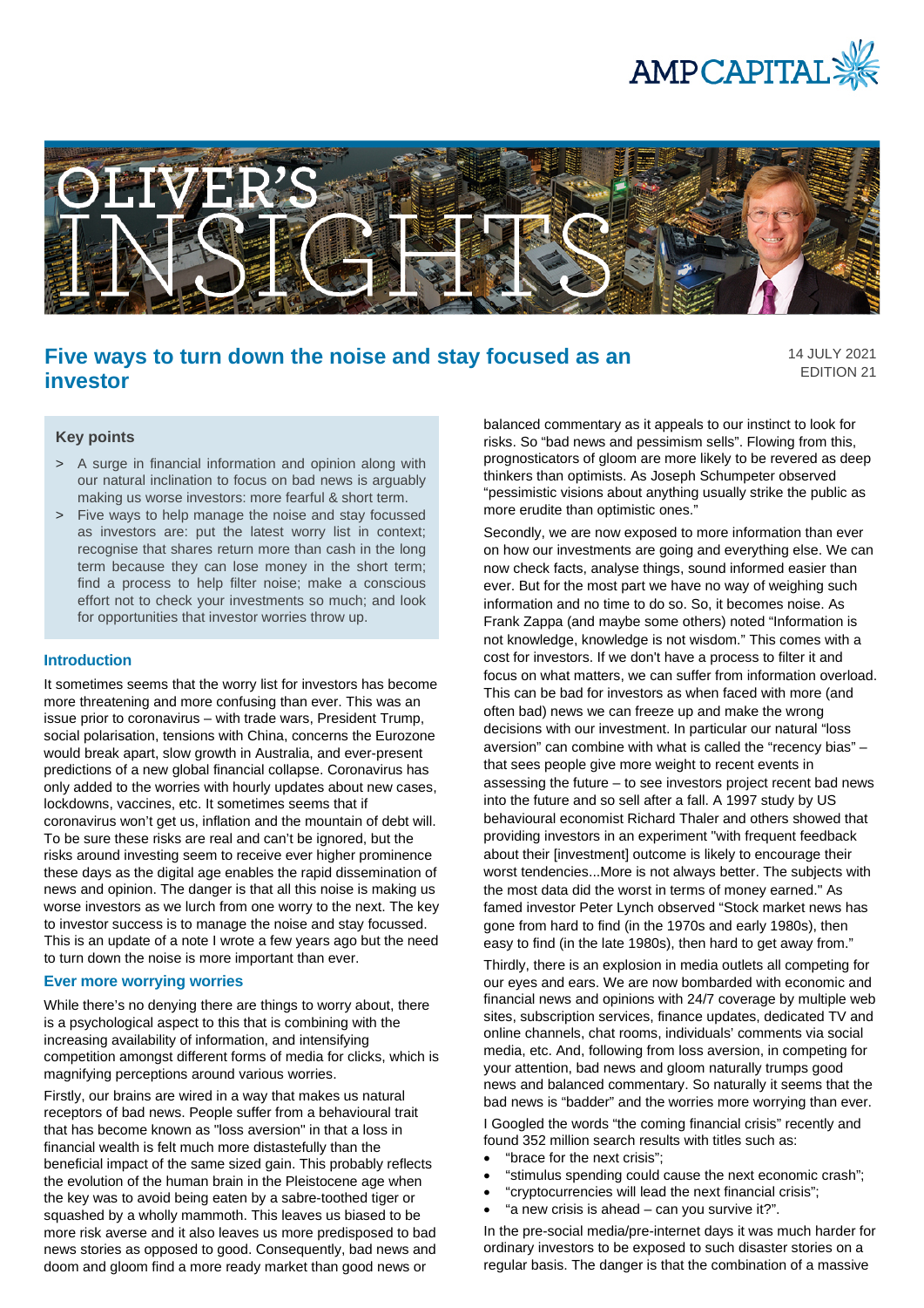# Five ways to turn down the noise and stay focused as an investor

14 JULY 2021
EDITION 21

### Key points

> A surge in financial information and opinion along with our natural inclination to focus on bad news is arguably making us worse investors: more fearful & short term.

> Five ways to help manage the noise and stay focussed as investors are: put the latest worry list in context; recognise that shares return more than cash in the long term because they can lose money in the short term; find a process to help filter noise; make a conscious effort not to check your investments so much; and look for opportunities that investor worries throw up.

## Introduction

It sometimes seems that the worry list for investors has become more threatening and more confusing than ever. This was an issue prior to coronavirus – with trade wars, President Trump, social polarisation, tensions with China, concerns the Eurozone would break apart, slow growth in Australia, and ever-present predictions of a new global financial collapse. Coronavirus has only added to the worries with hourly updates about new cases, lockdowns, vaccines, etc. It sometimes seems that if coronavirus won't get us, inflation and the mountain of debt will. To be sure these risks are real and can't be ignored, but the risks around investing seem to receive ever higher prominence these days as the digital age enables the rapid dissemination of news and opinion. The danger is that all this noise is making us worse investors as we lurch from one worry to the next. The key to investor success is to manage the noise and stay focussed. This is an update of a note I wrote a few years ago but the need to turn down the noise is more important than ever.

## Ever more worrying worries

While there's no denying there are things to worry about, there is a psychological aspect to this that is combining with the increasing availability of information, and intensifying competition amongst different forms of media for clicks, which is magnifying perceptions around various worries.

Firstly, our brains are wired in a way that makes us natural receptors of bad news. People suffer from a behavioural trait that has become known as "loss aversion" in that a loss in financial wealth is felt much more distastefully than the beneficial impact of the same sized gain. This probably reflects the evolution of the human brain in the Pleistocene age when the key was to avoid being eaten by a sabre-toothed tiger or squashed by a wholly mammoth. This leaves us biased to be more risk averse and it also leaves us more predisposed to bad news stories as opposed to good. Consequently, bad news and doom and gloom find a more ready market than good news or balanced commentary as it appeals to our instinct to look for risks. So "bad news and pessimism sells". Flowing from this, prognosticators of gloom are more likely to be revered as deep thinkers than optimists. As Joseph Schumpeter observed "pessimistic visions about anything usually strike the public as more erudite than optimistic ones."

Secondly, we are now exposed to more information than ever on how our investments are going and everything else. We can now check facts, analyse things, sound informed easier than ever. But for the most part we have no way of weighing such information and no time to do so. So, it becomes noise. As Frank Zappa (and maybe some others) noted "Information is not knowledge, knowledge is not wisdom." This comes with a cost for investors. If we don't have a process to filter it and focus on what matters, we can suffer from information overload. This can be bad for investors as when faced with more (and often bad) news we can freeze up and make the wrong decisions with our investment. In particular our natural "loss aversion" can combine with what is called the "recency bias" – that sees people give more weight to recent events in assessing the future – to see investors project recent bad news into the future and so sell after a fall. A 1997 study by US behavioural economist Richard Thaler and others showed that providing investors in an experiment "with frequent feedback about their [investment] outcome is likely to encourage their worst tendencies...More is not always better. The subjects with the most data did the worst in terms of money earned." As famed investor Peter Lynch observed "Stock market news has gone from hard to find (in the 1970s and early 1980s), then easy to find (in the late 1980s), then hard to get away from."

Thirdly, there is an explosion in media outlets all competing for our eyes and ears. We are now bombarded with economic and financial news and opinions with 24/7 coverage by multiple web sites, subscription services, finance updates, dedicated TV and online channels, chat rooms, individuals' comments via social media, etc. And, following from loss aversion, in competing for your attention, bad news and gloom naturally trumps good news and balanced commentary. So naturally it seems that the bad news is "badder" and the worries more worrying than ever.

I Googled the words "the coming financial crisis" recently and found 352 million search results with titles such as:

- "brace for the next crisis";
- "stimulus spending could cause the next economic crash";
- "cryptocurrencies will lead the next financial crisis";
- "a new crisis is ahead – can you survive it?".

In the pre-social media/pre-internet days it was much harder for ordinary investors to be exposed to such disaster stories on a regular basis. The danger is that the combination of a massive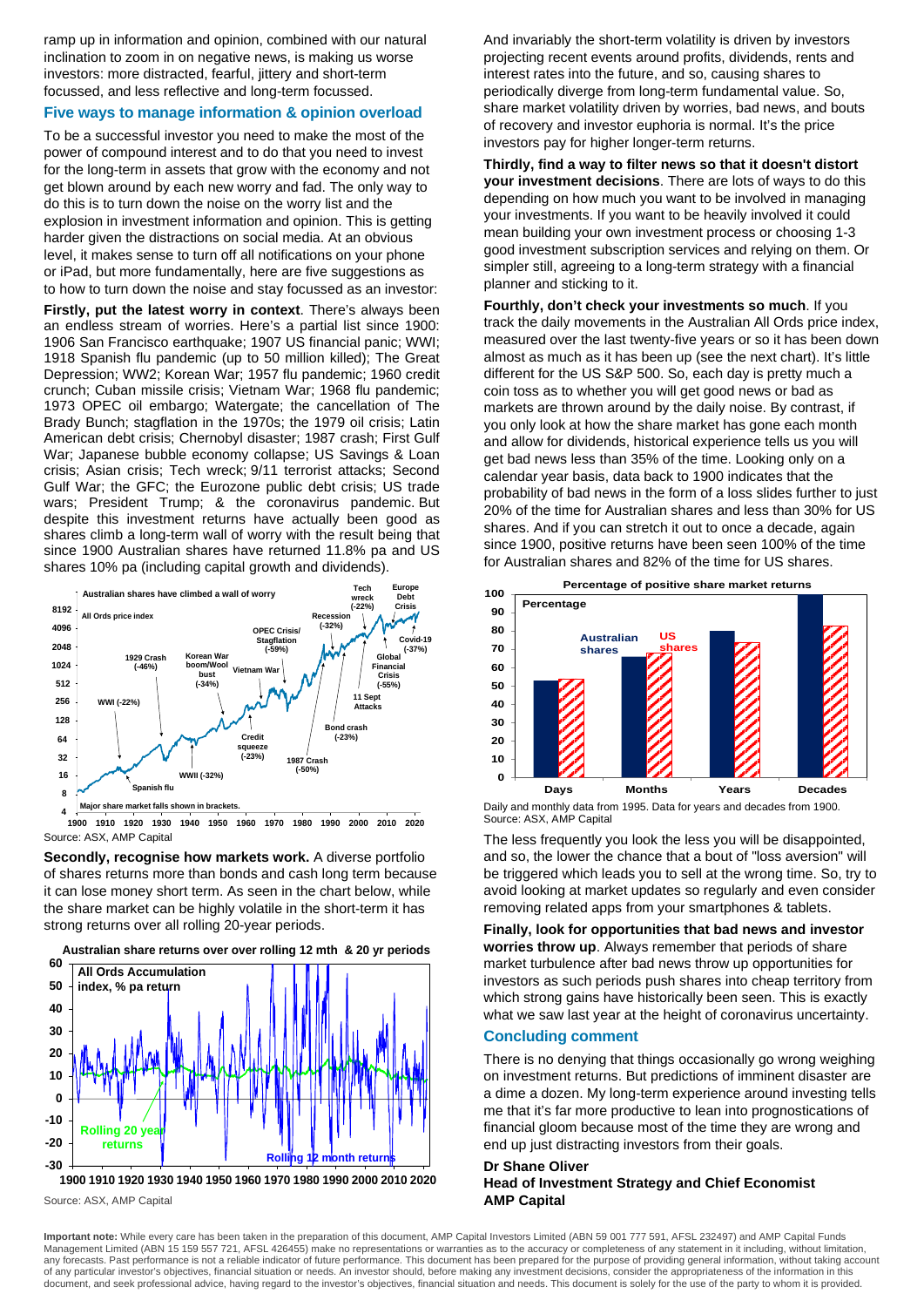ramp up in information and opinion, combined with our natural inclination to zoom in on negative news, is making us worse investors: more distracted, fearful, jittery and short-term focussed, and less reflective and long-term focussed.

## Five ways to manage information & opinion overload

To be a successful investor you need to make the most of the power of compound interest and to do that you need to invest for the long-term in assets that grow with the economy and not get blown around by each new worry and fad. The only way to do this is to turn down the noise on the worry list and the explosion in investment information and opinion. This is getting harder given the distractions on social media. At an obvious level, it makes sense to turn off all notifications on your phone or iPad, but more fundamentally, here are five suggestions as to how to turn down the noise and stay focussed as an investor:

**Firstly, put the latest worry in context**. There's always been an endless stream of worries. Here's a partial list since 1900: 1906 San Francisco earthquake; 1907 US financial panic; WWI; 1918 Spanish flu pandemic (up to 50 million killed); The Great Depression; WW2; Korean War; 1957 flu pandemic; 1960 credit crunch; Cuban missile crisis; Vietnam War; 1968 flu pandemic; 1973 OPEC oil embargo; Watergate; the cancellation of The Brady Bunch; stagflation in the 1970s; the 1979 oil crisis; Latin American debt crisis; Chernobyl disaster; 1987 crash; First Gulf War; Japanese bubble economy collapse; US Savings & Loan crisis; Asian crisis; Tech wreck; 9/11 terrorist attacks; Second Gulf War; the GFC; the Eurozone public debt crisis; US trade wars; President Trump; & the coronavirus pandemic. But despite this investment returns have actually been good as shares climb a long-term wall of worry with the result being that since 1900 Australian shares have returned 11.8% pa and US shares 10% pa (including capital growth and dividends).

Australian shares have climbed a wall of worry
All Ords price index
8192
4096
2048
1024
512
256
128
64
32
16
8
4
WWI (-22%)
1929 Crash (-46%)
Spanish flu
Korean War boom/Wool bust (-34%)
WWII (-32%)
Credit squeeze (-23%)
Vietnam War
OPEC Crisis/ Stagflation (-59%)
1987 Crash (-50%)
Recession (-32%)
Bond crash (-23%)
Tech wreck (-22%)
11 Sept Attacks
Global Financial Crisis (-55%)
Europe Debt Crisis
Covid-19 (-37%)
Major share market falls shown in brackets.
1900 1910 1920 1930 1940 1950 1960 1970 1980 1990 2000 2010 2020
Source: ASX, AMP Capital

**Secondly, recognise how markets work.** A diverse portfolio of shares returns more than bonds and cash long term because it can lose money short term. As seen in the chart below, while the share market can be highly volatile in the short-term it has strong returns over all rolling 20-year periods.

Australian share returns over over rolling 12 mth & 20 yr periods
All Ords Accumulation index, % pa return
60
50
40
30
20
10
0
-10
-20
-30
Rolling 20 year returns
Rolling 12 month returns
1900 1910 1920 1930 1940 1950 1960 1970 1980 1990 2000 2010 2020
Source: ASX, AMP Capital

And invariably the short-term volatility is driven by investors projecting recent events around profits, dividends, rents and interest rates into the future, and so, causing shares to periodically diverge from long-term fundamental value. So, share market volatility driven by worries, bad news, and bouts of recovery and investor euphoria is normal. It's the price investors pay for higher longer-term returns.

**Thirdly, find a way to filter news so that it doesn't distort your investment decisions**. There are lots of ways to do this depending on how much you want to be involved in managing your investments. If you want to be heavily involved it could mean building your own investment process or choosing 1-3 good investment subscription services and relying on them. Or simpler still, agreeing to a long-term strategy with a financial planner and sticking to it.

**Fourthly, don't check your investments so much**. If you track the daily movements in the Australian All Ords price index, measured over the last twenty-five years or so it has been down almost as much as it has been up (see the next chart). It's little different for the US S&P 500. So, each day is pretty much a coin toss as to whether you will get good news or bad as markets are thrown around by the daily noise. By contrast, if you only look at how the share market has gone each month and allow for dividends, historical experience tells us you will get bad news less than 35% of the time. Looking only on a calendar year basis, data back to 1900 indicates that the probability of bad news in the form of a loss slides further to just 20% of the time for Australian shares and less than 30% for US shares. And if you can stretch it out to once a decade, again since 1900, positive returns have been seen 100% of the time for Australian shares and 82% of the time for US shares.

Percentage of positive share market returns
Percentage
100
90
80
70
60
50
40
30
20
10
0
Australian shares
US shares
Days
Months
Years
Decades
Daily and monthly data from 1995. Data for years and decades from 1900.
Source: ASX, AMP Capital

The less frequently you look the less you will be disappointed, and so, the lower the chance that a bout of "loss aversion" will be triggered which leads you to sell at the wrong time. So, try to avoid looking at market updates so regularly and even consider removing related apps from your smartphones & tablets.

**Finally, look for opportunities that bad news and investor worries throw up**. Always remember that periods of share market turbulence after bad news throw up opportunities for investors as such periods push shares into cheap territory from which strong gains have historically been seen. This is exactly what we saw last year at the height of coronavirus uncertainty.

## Concluding comment

There is no denying that things occasionally go wrong weighing on investment returns. But predictions of imminent disaster are a dime a dozen. My long-term experience around investing tells me that it's far more productive to lean into prognostications of financial gloom because most of the time they are wrong and end up just distracting investors from their goals.

**Dr Shane Oliver**
**Head of Investment Strategy and Chief Economist**
**AMP Capital**

**Important note:** While every care has been taken in the preparation of this document, AMP Capital Investors Limited (ABN 59 001 777 591, AFSL 232497) and AMP Capital Funds Management Limited (ABN 15 159 557 721, AFSL 426455) make no representations or warranties as to the accuracy or completeness of any statement in it including, without limitation, any forecasts. Past performance is not a reliable indicator of future performance. This document has been prepared for the purpose of providing general information, without taking account of any particular investor's objectives, financial situation or needs. An investor should, before making any investment decisions, consider the appropriateness of the information in this document, and seek professional advice, having regard to the investor's objectives, financial situation and needs. This document is solely for the use of the party to whom it is provided.